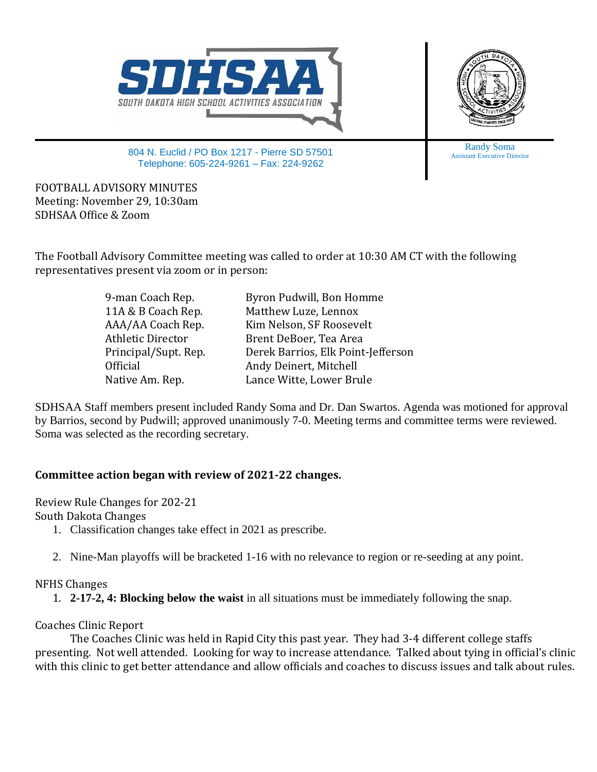SDHSAA
SOUTH DAKOTA HIGH SCHOOL ACTIVITIES ASSOCIATION

804 N. Euclid / PO Box 1217 - Pierre SD 57501
Telephone: 605-224-9261 – Fax: 224-9262

Randy Soma
Assistant Executive Director

FOOTBALL ADVISORY MINUTES
Meeting: November 29, 10:30am
SDHSAA Office & Zoom

The Football Advisory Committee meeting was called to order at 10:30 AM CT with the following representatives present via zoom or in person:

| | |
|---|---|
| 9-man Coach Rep. | Byron Pudwill, Bon Homme |
| 11A & B Coach Rep. | Matthew Luze, Lennox |
| AAA/AA Coach Rep. | Kim Nelson, SF Roosevelt |
| Athletic Director | Brent DeBoer, Tea Area |
| Principal/Supt. Rep. | Derek Barrios, Elk Point-Jefferson |
| Official | Andy Deinert, Mitchell |
| Native Am. Rep. | Lance Witte, Lower Brule |

SDHSAA Staff members present included Randy Soma and Dr. Dan Swartos. Agenda was motioned for approval by Barrios, second by Pudwill; approved unanimously 7-0. Meeting terms and committee terms were reviewed. Soma was selected as the recording secretary.

**Committee action began with review of 2021-22 changes.**

Review Rule Changes for 202-21
South Dakota Changes

1. Classification changes take effect in 2021 as prescribe.
2. Nine-Man playoffs will be bracketed 1-16 with no relevance to region or re-seeding at any point.

NFHS Changes

1. **2-17-2, 4: Blocking below the waist** in all situations must be immediately following the snap.

Coaches Clinic Report

The Coaches Clinic was held in Rapid City this past year. They had 3-4 different college staffs presenting. Not well attended. Looking for way to increase attendance. Talked about tying in official's clinic with this clinic to get better attendance and allow officials and coaches to discuss issues and talk about rules.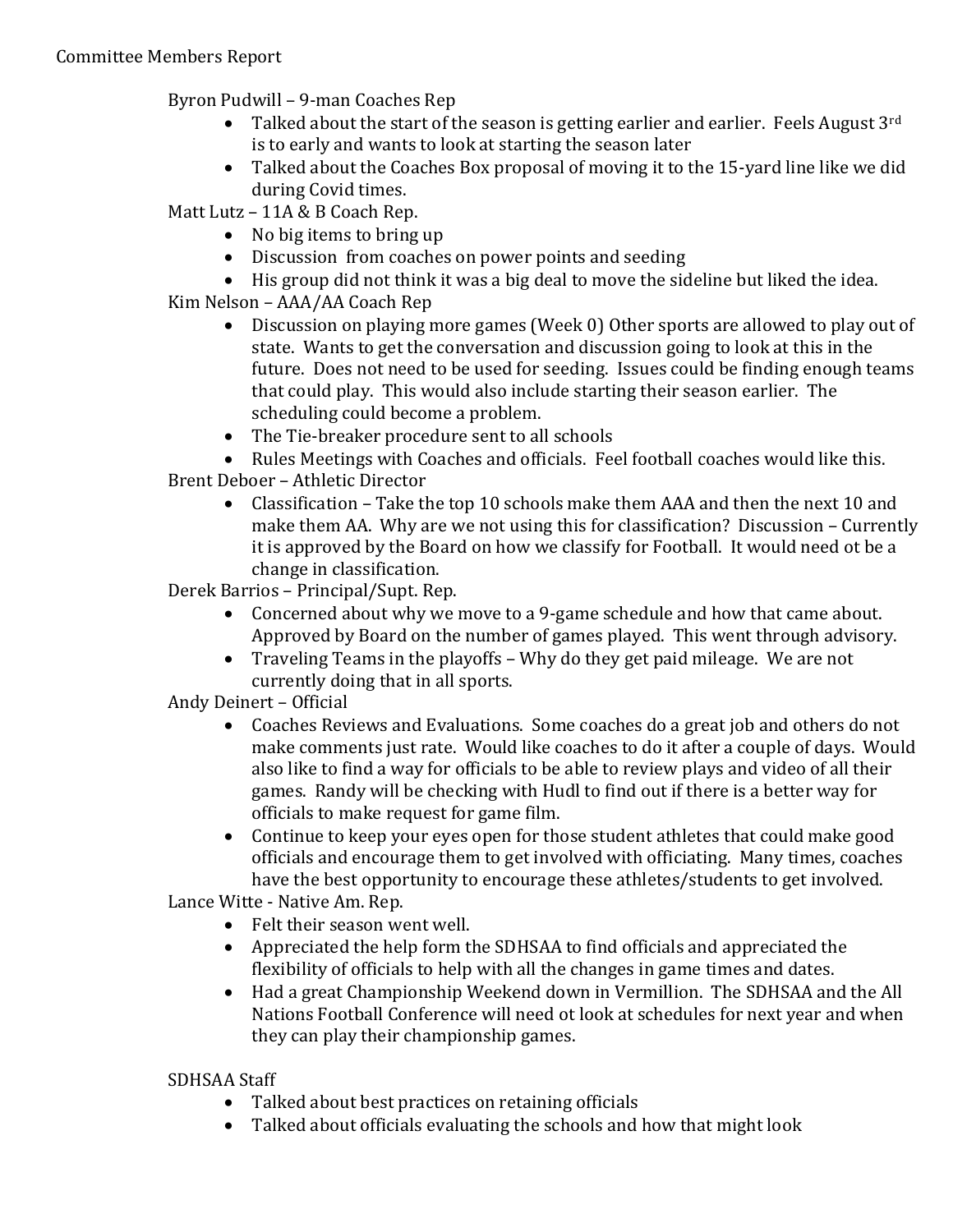Committee Members Report

Byron Pudwill – 9-man Coaches Rep

- Talked about the start of the season is getting earlier and earlier. Feels August 3rd is to early and wants to look at starting the season later
- Talked about the Coaches Box proposal of moving it to the 15-yard line like we did during Covid times.

Matt Lutz – 11A & B Coach Rep.

- No big items to bring up
- Discussion from coaches on power points and seeding
- His group did not think it was a big deal to move the sideline but liked the idea.

Kim Nelson – AAA/AA Coach Rep

- Discussion on playing more games (Week 0) Other sports are allowed to play out of state. Wants to get the conversation and discussion going to look at this in the future. Does not need to be used for seeding. Issues could be finding enough teams that could play. This would also include starting their season earlier. The scheduling could become a problem.
- The Tie-breaker procedure sent to all schools
- Rules Meetings with Coaches and officials. Feel football coaches would like this.

Brent Deboer – Athletic Director

- Classification – Take the top 10 schools make them AAA and then the next 10 and make them AA. Why are we not using this for classification? Discussion – Currently it is approved by the Board on how we classify for Football. It would need ot be a change in classification.

Derek Barrios – Principal/Supt. Rep.

- Concerned about why we move to a 9-game schedule and how that came about. Approved by Board on the number of games played. This went through advisory.
- Traveling Teams in the playoffs – Why do they get paid mileage. We are not currently doing that in all sports.

Andy Deinert – Official

- Coaches Reviews and Evaluations. Some coaches do a great job and others do not make comments just rate. Would like coaches to do it after a couple of days. Would also like to find a way for officials to be able to review plays and video of all their games. Randy will be checking with Hudl to find out if there is a better way for officials to make request for game film.
- Continue to keep your eyes open for those student athletes that could make good officials and encourage them to get involved with officiating. Many times, coaches have the best opportunity to encourage these athletes/students to get involved.

Lance Witte - Native Am. Rep.

- Felt their season went well.
- Appreciated the help form the SDHSAA to find officials and appreciated the flexibility of officials to help with all the changes in game times and dates.
- Had a great Championship Weekend down in Vermillion. The SDHSAA and the All Nations Football Conference will need ot look at schedules for next year and when they can play their championship games.

SDHSAA Staff

- Talked about best practices on retaining officials
- Talked about officials evaluating the schools and how that might look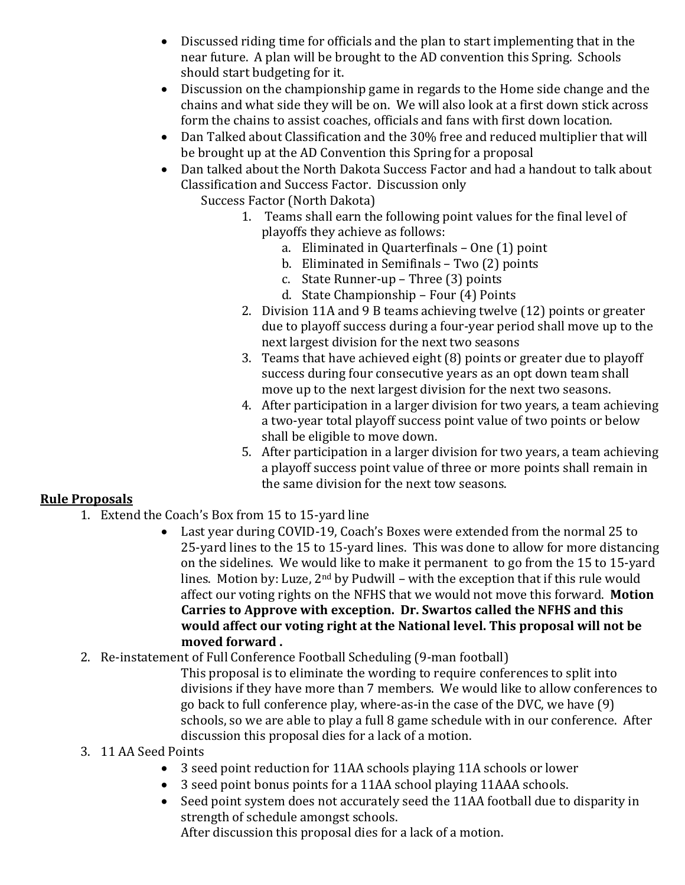- Discussed riding time for officials and the plan to start implementing that in the near future. A plan will be brought to the AD convention this Spring. Schools should start budgeting for it.
- Discussion on the championship game in regards to the Home side change and the chains and what side they will be on. We will also look at a first down stick across form the chains to assist coaches, officials and fans with first down location.
- Dan Talked about Classification and the 30% free and reduced multiplier that will be brought up at the AD Convention this Spring for a proposal
- Dan talked about the North Dakota Success Factor and had a handout to talk about Classification and Success Factor. Discussion only

  Success Factor (North Dakota)

  1. Teams shall earn the following point values for the final level of playoffs they achieve as follows:
     a. Eliminated in Quarterfinals – One (1) point
     b. Eliminated in Semifinals – Two (2) points
     c. State Runner-up – Three (3) points
     d. State Championship – Four (4) Points
  2. Division 11A and 9 B teams achieving twelve (12) points or greater due to playoff success during a four-year period shall move up to the next largest division for the next two seasons
  3. Teams that have achieved eight (8) points or greater due to playoff success during four consecutive years as an opt down team shall move up to the next largest division for the next two seasons.
  4. After participation in a larger division for two years, a team achieving a two-year total playoff success point value of two points or below shall be eligible to move down.
  5. After participation in a larger division for two years, a team achieving a playoff success point value of three or more points shall remain in the same division for the next tow seasons.

## Rule Proposals

1. Extend the Coach's Box from 15 to 15-yard line
   - Last year during COVID-19, Coach's Boxes were extended from the normal 25 to 25-yard lines to the 15 to 15-yard lines. This was done to allow for more distancing on the sidelines. We would like to make it permanent to go from the 15 to 15-yard lines. Motion by: Luze, 2nd by Pudwill – with the exception that if this rule would affect our voting rights on the NFHS that we would not move this forward. **Motion Carries to Approve with exception. Dr. Swartos called the NFHS and this would affect our voting right at the National level. This proposal will not be moved forward .**
2. Re-instatement of Full Conference Football Scheduling (9-man football)

   This proposal is to eliminate the wording to require conferences to split into divisions if they have more than 7 members. We would like to allow conferences to go back to full conference play, where-as-in the case of the DVC, we have (9) schools, so we are able to play a full 8 game schedule with in our conference. After discussion this proposal dies for a lack of a motion.
3. 11 AA Seed Points
   - 3 seed point reduction for 11AA schools playing 11A schools or lower
   - 3 seed point bonus points for a 11AA school playing 11AAA schools.
   - Seed point system does not accurately seed the 11AA football due to disparity in strength of schedule amongst schools.

   After discussion this proposal dies for a lack of a motion.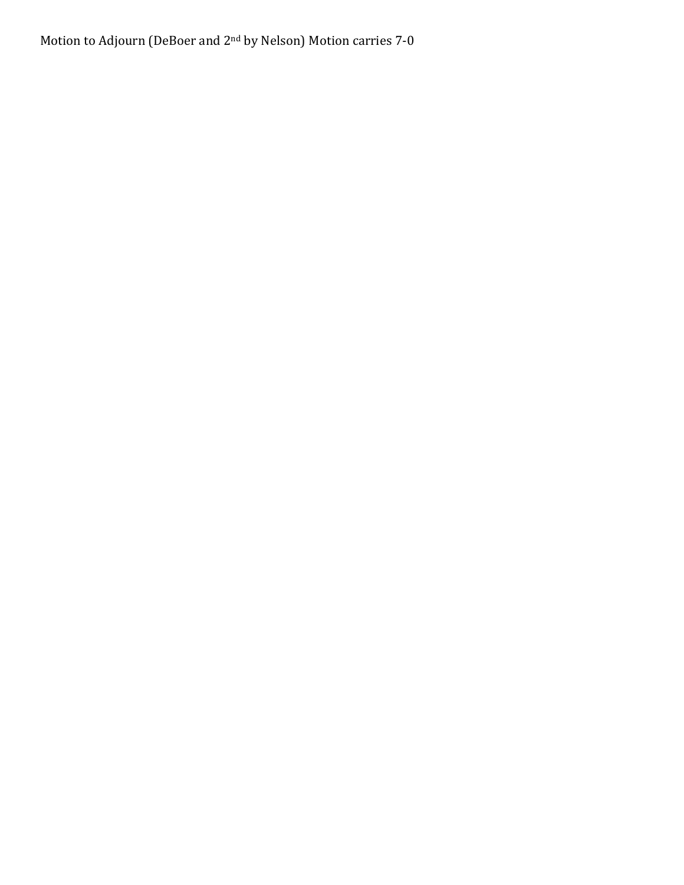Motion to Adjourn (DeBoer and 2nd by Nelson) Motion carries 7-0